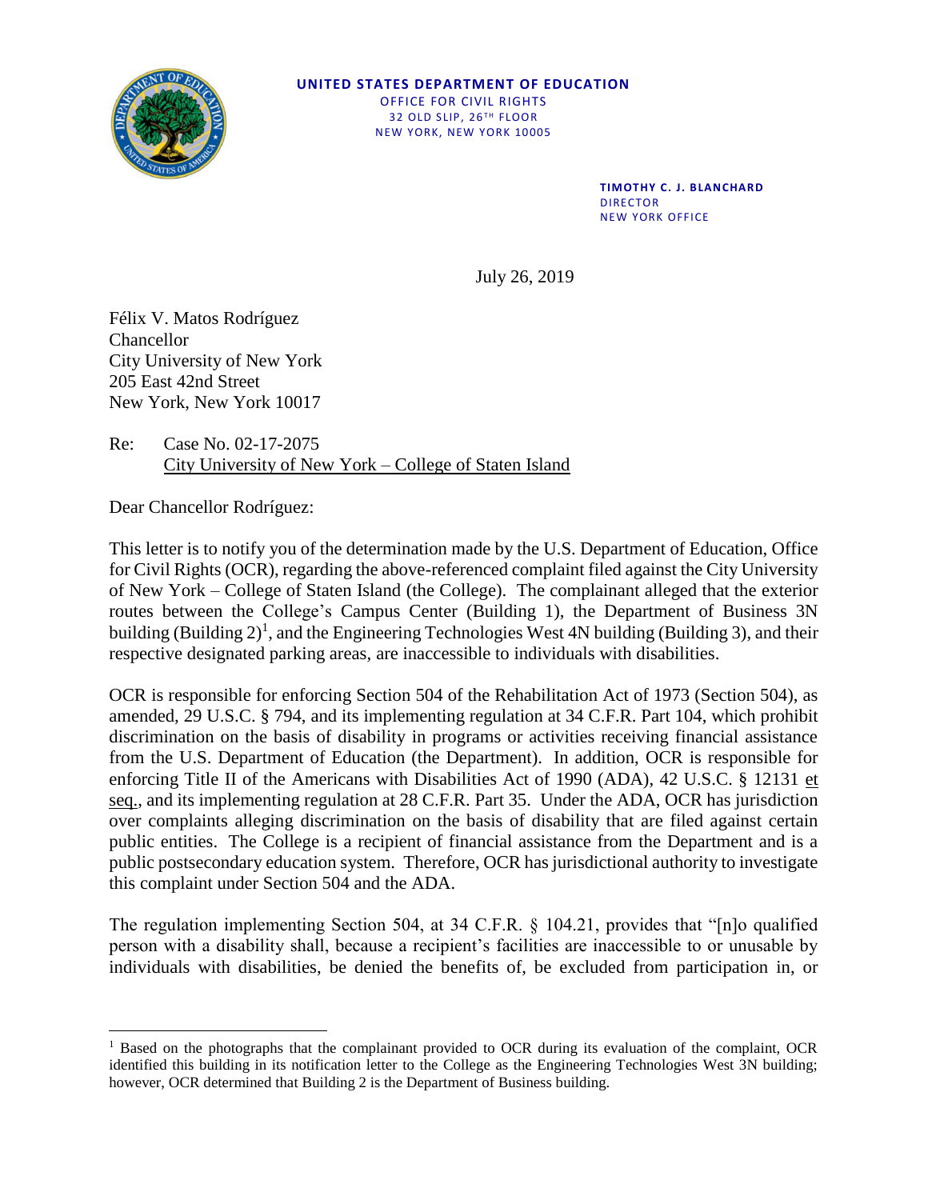**UNITED STATES DEPARTMENT OF EDUCATION**
OFFICE FOR CIVIL RIGHTS
32 OLD SLIP, 26TH FLOOR
NEW YORK, NEW YORK 10005

**TIMOTHY C. J. BLANCHARD**
DIRECTOR
NEW YORK OFFICE

July 26, 2019

Félix V. Matos Rodríguez
Chancellor
City University of New York
205 East 42nd Street
New York, New York 10017

Re: Case No. 02-17-2075
City University of New York – College of Staten Island

Dear Chancellor Rodríguez:

This letter is to notify you of the determination made by the U.S. Department of Education, Office for Civil Rights (OCR), regarding the above-referenced complaint filed against the City University of New York – College of Staten Island (the College). The complainant alleged that the exterior routes between the College's Campus Center (Building 1), the Department of Business 3N building (Building 2)[1], and the Engineering Technologies West 4N building (Building 3), and their respective designated parking areas, are inaccessible to individuals with disabilities.

OCR is responsible for enforcing Section 504 of the Rehabilitation Act of 1973 (Section 504), as amended, 29 U.S.C. § 794, and its implementing regulation at 34 C.F.R. Part 104, which prohibit discrimination on the basis of disability in programs or activities receiving financial assistance from the U.S. Department of Education (the Department). In addition, OCR is responsible for enforcing Title II of the Americans with Disabilities Act of 1990 (ADA), 42 U.S.C. § 12131 et seq., and its implementing regulation at 28 C.F.R. Part 35. Under the ADA, OCR has jurisdiction over complaints alleging discrimination on the basis of disability that are filed against certain public entities. The College is a recipient of financial assistance from the Department and is a public postsecondary education system. Therefore, OCR has jurisdictional authority to investigate this complaint under Section 504 and the ADA.

The regulation implementing Section 504, at 34 C.F.R. § 104.21, provides that "[n]o qualified person with a disability shall, because a recipient's facilities are inaccessible to or unusable by individuals with disabilities, be denied the benefits of, be excluded from participation in, or

[1] Based on the photographs that the complainant provided to OCR during its evaluation of the complaint, OCR identified this building in its notification letter to the College as the Engineering Technologies West 3N building; however, OCR determined that Building 2 is the Department of Business building.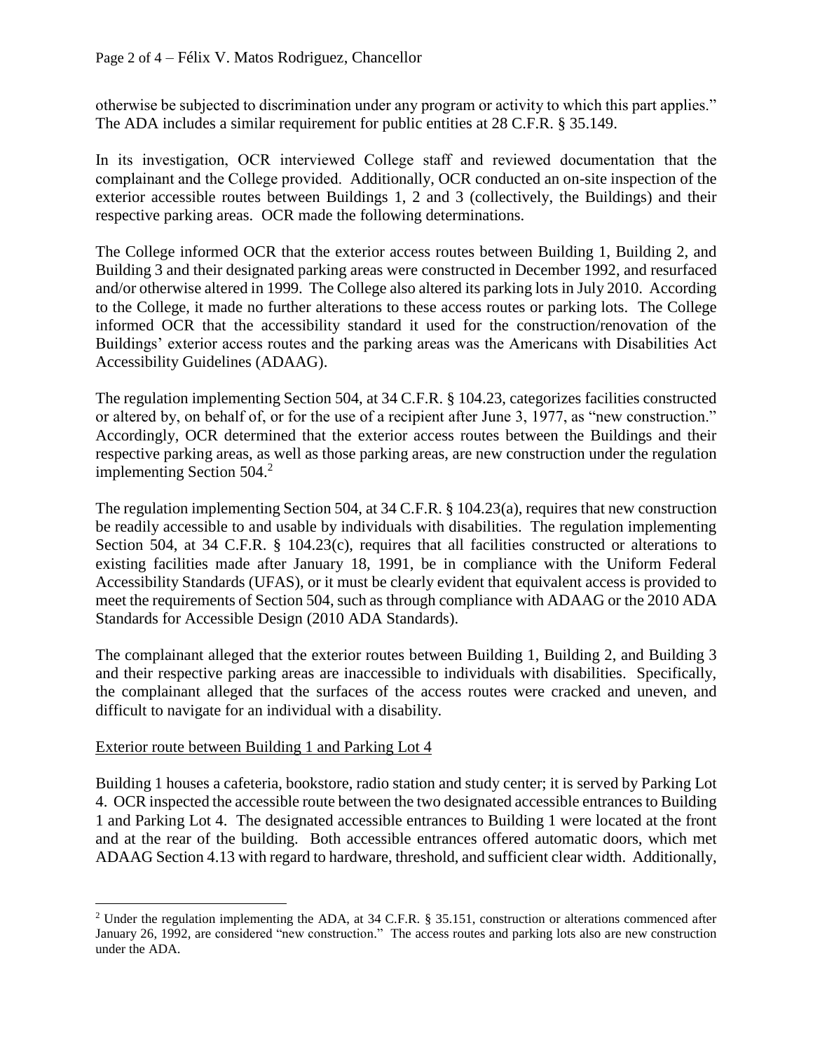otherwise be subjected to discrimination under any program or activity to which this part applies." The ADA includes a similar requirement for public entities at 28 C.F.R. § 35.149.

In its investigation, OCR interviewed College staff and reviewed documentation that the complainant and the College provided. Additionally, OCR conducted an on-site inspection of the exterior accessible routes between Buildings 1, 2 and 3 (collectively, the Buildings) and their respective parking areas. OCR made the following determinations.

The College informed OCR that the exterior access routes between Building 1, Building 2, and Building 3 and their designated parking areas were constructed in December 1992, and resurfaced and/or otherwise altered in 1999. The College also altered its parking lots in July 2010. According to the College, it made no further alterations to these access routes or parking lots. The College informed OCR that the accessibility standard it used for the construction/renovation of the Buildings' exterior access routes and the parking areas was the Americans with Disabilities Act Accessibility Guidelines (ADAAG).

The regulation implementing Section 504, at 34 C.F.R. § 104.23, categorizes facilities constructed or altered by, on behalf of, or for the use of a recipient after June 3, 1977, as "new construction." Accordingly, OCR determined that the exterior access routes between the Buildings and their respective parking areas, as well as those parking areas, are new construction under the regulation implementing Section 504.[2]

The regulation implementing Section 504, at 34 C.F.R. § 104.23(a), requires that new construction be readily accessible to and usable by individuals with disabilities. The regulation implementing Section 504, at 34 C.F.R. § 104.23(c), requires that all facilities constructed or alterations to existing facilities made after January 18, 1991, be in compliance with the Uniform Federal Accessibility Standards (UFAS), or it must be clearly evident that equivalent access is provided to meet the requirements of Section 504, such as through compliance with ADAAG or the 2010 ADA Standards for Accessible Design (2010 ADA Standards).

The complainant alleged that the exterior routes between Building 1, Building 2, and Building 3 and their respective parking areas are inaccessible to individuals with disabilities. Specifically, the complainant alleged that the surfaces of the access routes were cracked and uneven, and difficult to navigate for an individual with a disability.

<u>Exterior route between Building 1 and Parking Lot 4</u>

Building 1 houses a cafeteria, bookstore, radio station and study center; it is served by Parking Lot 4. OCR inspected the accessible route between the two designated accessible entrances to Building 1 and Parking Lot 4. The designated accessible entrances to Building 1 were located at the front and at the rear of the building. Both accessible entrances offered automatic doors, which met ADAAG Section 4.13 with regard to hardware, threshold, and sufficient clear width. Additionally,

---

[2] Under the regulation implementing the ADA, at 34 C.F.R. § 35.151, construction or alterations commenced after January 26, 1992, are considered "new construction." The access routes and parking lots also are new construction under the ADA.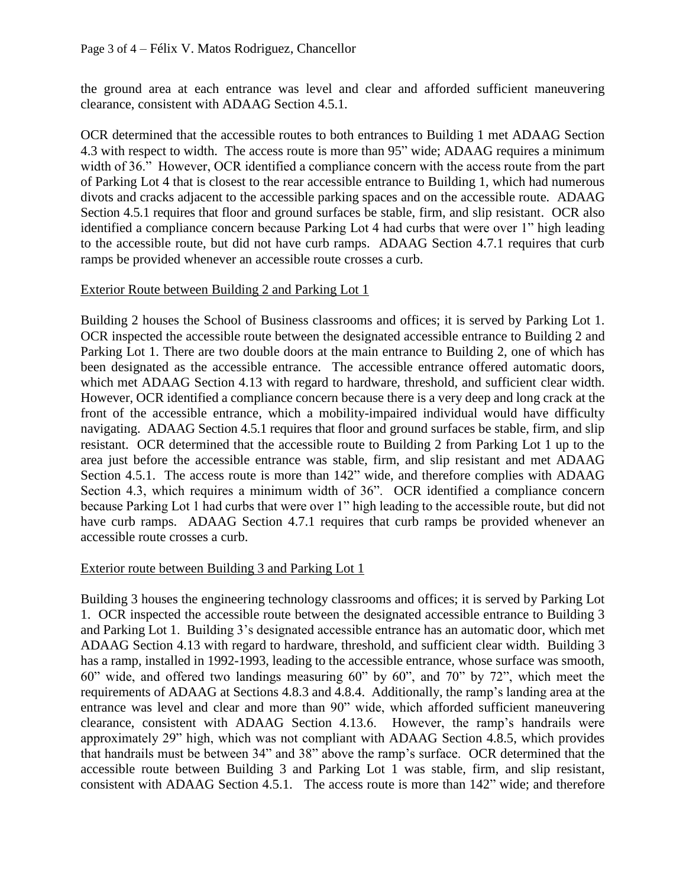the ground area at each entrance was level and clear and afforded sufficient maneuvering clearance, consistent with ADAAG Section 4.5.1.

OCR determined that the accessible routes to both entrances to Building 1 met ADAAG Section 4.3 with respect to width. The access route is more than 95" wide; ADAAG requires a minimum width of 36." However, OCR identified a compliance concern with the access route from the part of Parking Lot 4 that is closest to the rear accessible entrance to Building 1, which had numerous divots and cracks adjacent to the accessible parking spaces and on the accessible route. ADAAG Section 4.5.1 requires that floor and ground surfaces be stable, firm, and slip resistant. OCR also identified a compliance concern because Parking Lot 4 had curbs that were over 1" high leading to the accessible route, but did not have curb ramps. ADAAG Section 4.7.1 requires that curb ramps be provided whenever an accessible route crosses a curb.

Exterior Route between Building 2 and Parking Lot 1

Building 2 houses the School of Business classrooms and offices; it is served by Parking Lot 1. OCR inspected the accessible route between the designated accessible entrance to Building 2 and Parking Lot 1. There are two double doors at the main entrance to Building 2, one of which has been designated as the accessible entrance. The accessible entrance offered automatic doors, which met ADAAG Section 4.13 with regard to hardware, threshold, and sufficient clear width. However, OCR identified a compliance concern because there is a very deep and long crack at the front of the accessible entrance, which a mobility-impaired individual would have difficulty navigating. ADAAG Section 4.5.1 requires that floor and ground surfaces be stable, firm, and slip resistant. OCR determined that the accessible route to Building 2 from Parking Lot 1 up to the area just before the accessible entrance was stable, firm, and slip resistant and met ADAAG Section 4.5.1. The access route is more than 142" wide, and therefore complies with ADAAG Section 4.3, which requires a minimum width of 36". OCR identified a compliance concern because Parking Lot 1 had curbs that were over 1" high leading to the accessible route, but did not have curb ramps. ADAAG Section 4.7.1 requires that curb ramps be provided whenever an accessible route crosses a curb.

Exterior route between Building 3 and Parking Lot 1

Building 3 houses the engineering technology classrooms and offices; it is served by Parking Lot 1. OCR inspected the accessible route between the designated accessible entrance to Building 3 and Parking Lot 1. Building 3's designated accessible entrance has an automatic door, which met ADAAG Section 4.13 with regard to hardware, threshold, and sufficient clear width. Building 3 has a ramp, installed in 1992-1993, leading to the accessible entrance, whose surface was smooth, 60" wide, and offered two landings measuring 60" by 60", and 70" by 72", which meet the requirements of ADAAG at Sections 4.8.3 and 4.8.4. Additionally, the ramp's landing area at the entrance was level and clear and more than 90" wide, which afforded sufficient maneuvering clearance, consistent with ADAAG Section 4.13.6. However, the ramp's handrails were approximately 29" high, which was not compliant with ADAAG Section 4.8.5, which provides that handrails must be between 34" and 38" above the ramp's surface. OCR determined that the accessible route between Building 3 and Parking Lot 1 was stable, firm, and slip resistant, consistent with ADAAG Section 4.5.1. The access route is more than 142" wide; and therefore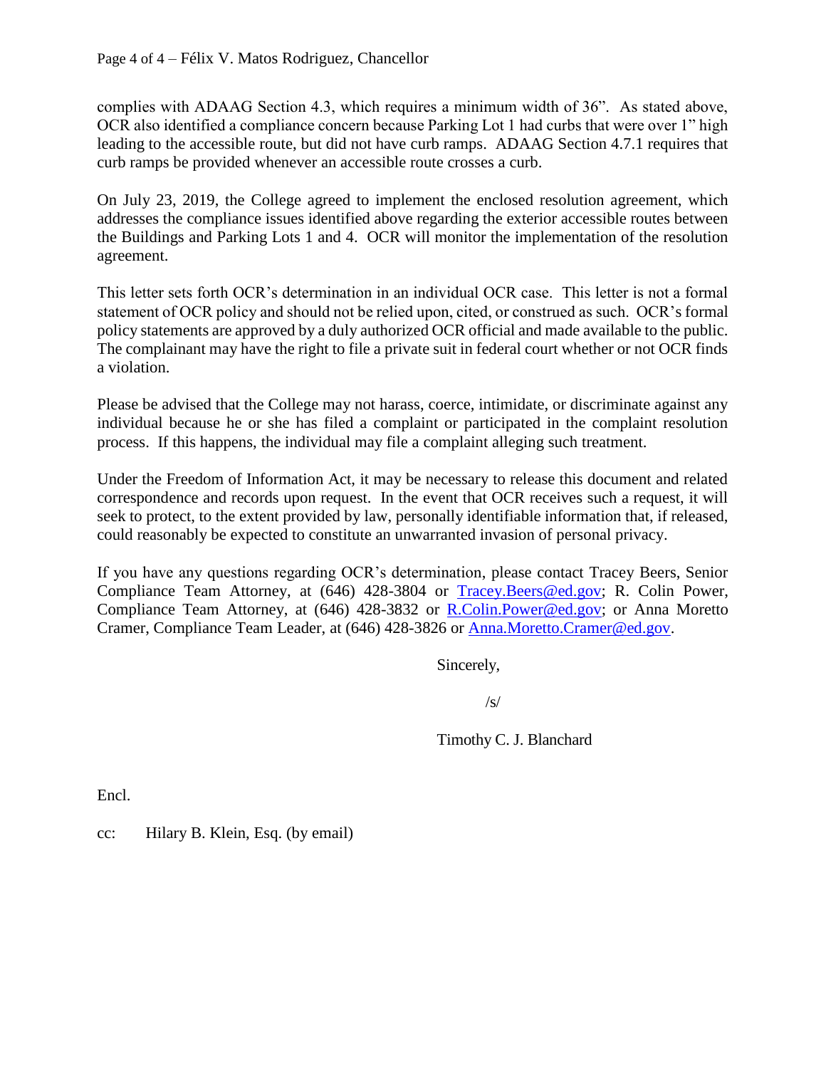complies with ADAAG Section 4.3, which requires a minimum width of 36". As stated above, OCR also identified a compliance concern because Parking Lot 1 had curbs that were over 1" high leading to the accessible route, but did not have curb ramps. ADAAG Section 4.7.1 requires that curb ramps be provided whenever an accessible route crosses a curb.

On July 23, 2019, the College agreed to implement the enclosed resolution agreement, which addresses the compliance issues identified above regarding the exterior accessible routes between the Buildings and Parking Lots 1 and 4. OCR will monitor the implementation of the resolution agreement.

This letter sets forth OCR's determination in an individual OCR case. This letter is not a formal statement of OCR policy and should not be relied upon, cited, or construed as such. OCR's formal policy statements are approved by a duly authorized OCR official and made available to the public. The complainant may have the right to file a private suit in federal court whether or not OCR finds a violation.

Please be advised that the College may not harass, coerce, intimidate, or discriminate against any individual because he or she has filed a complaint or participated in the complaint resolution process. If this happens, the individual may file a complaint alleging such treatment.

Under the Freedom of Information Act, it may be necessary to release this document and related correspondence and records upon request. In the event that OCR receives such a request, it will seek to protect, to the extent provided by law, personally identifiable information that, if released, could reasonably be expected to constitute an unwarranted invasion of personal privacy.

If you have any questions regarding OCR's determination, please contact Tracey Beers, Senior Compliance Team Attorney, at (646) 428-3804 or Tracey.Beers@ed.gov; R. Colin Power, Compliance Team Attorney, at (646) 428-3832 or R.Colin.Power@ed.gov; or Anna Moretto Cramer, Compliance Team Leader, at (646) 428-3826 or Anna.Moretto.Cramer@ed.gov.

Sincerely,

/s/

Timothy C. J. Blanchard

Encl.

cc: Hilary B. Klein, Esq. (by email)